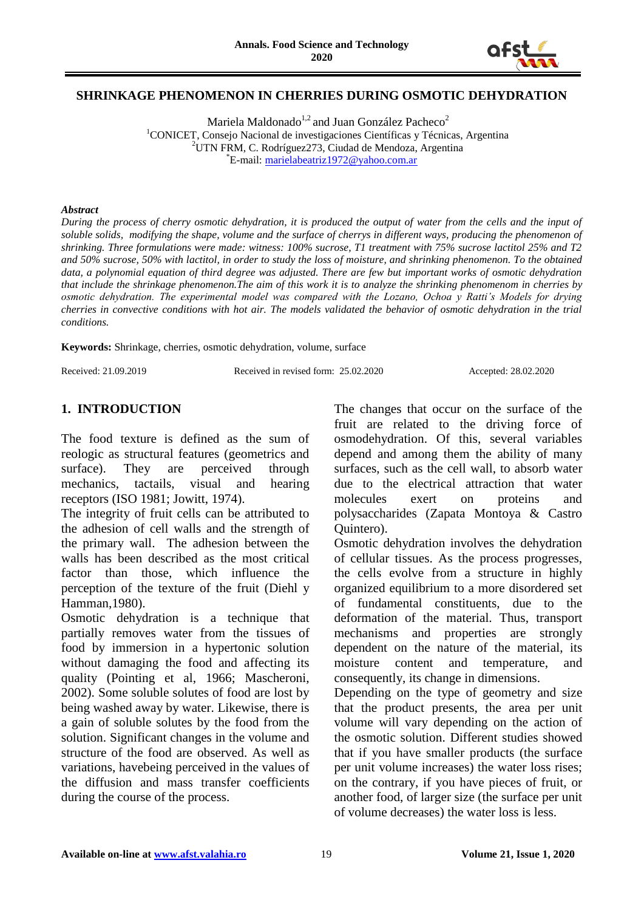# SHRINKAGE PHENOMENON IN CHERRIES DURING OSMOTIC DEHYDRATION

Mariela Maldonado[1,2] and Juan González Pacheco[2]

[1]CONICET, Consejo Nacional de investigaciones Científicas y Técnicas, Argentina
[2]UTN FRM, C. Rodríguez273, Ciudad de Mendoza, Argentina
[*]E-mail: marielabeatriz1972@yahoo.com.ar

### *Abstract*

*During the process of cherry osmotic dehydration, it is produced the output of water from the cells and the input of soluble solids, modifying the shape, volume and the surface of cherrys in different ways, producing the phenomenon of shrinking. Three formulations were made: witness: 100% sucrose, T1 treatment with 75% sucrose lactitol 25% and T2 and 50% sucrose, 50% with lactitol, in order to study the loss of moisture, and shrinking phenomenon. To the obtained data, a polynomial equation of third degree was adjusted. There are few but important works of osmotic dehydration that include the shrinkage phenomenon.The aim of this work it is to analyze the shrinking phenomenom in cherries by osmotic dehydration. The experimental model was compared with the Lozano, Ochoa y Ratti's Models for drying cherries in convective conditions with hot air. The models validated the behavior of osmotic dehydration in the trial conditions.*

**Keywords:** Shrinkage, cherries, osmotic dehydration, volume, surface

Received: 21.09.2019  Received in revised form: 25.02.2020  Accepted: 28.02.2020

## 1. INTRODUCTION

The food texture is defined as the sum of reologic as structural features (geometrics and surface). They are perceived through mechanics, tactails, visual and hearing receptors (ISO 1981; Jowitt, 1974).

The integrity of fruit cells can be attributed to the adhesion of cell walls and the strength of the primary wall. The adhesion between the walls has been described as the most critical factor than those, which influence the perception of the texture of the fruit (Diehl y Hamman,1980).

Osmotic dehydration is a technique that partially removes water from the tissues of food by immersion in a hypertonic solution without damaging the food and affecting its quality (Pointing et al, 1966; Mascheroni, 2002). Some soluble solutes of food are lost by being washed away by water. Likewise, there is a gain of soluble solutes by the food from the solution. Significant changes in the volume and structure of the food are observed. As well as variations, havebeing perceived in the values of the diffusion and mass transfer coefficients during the course of the process.

The changes that occur on the surface of the fruit are related to the driving force of osmodehydration. Of this, several variables depend and among them the ability of many surfaces, such as the cell wall, to absorb water due to the electrical attraction that water molecules exert on proteins and polysaccharides (Zapata Montoya & Castro Quintero).

Osmotic dehydration involves the dehydration of cellular tissues. As the process progresses, the cells evolve from a structure in highly organized equilibrium to a more disordered set of fundamental constituents, due to the deformation of the material. Thus, transport mechanisms and properties are strongly dependent on the nature of the material, its moisture content and temperature, and consequently, its change in dimensions.

Depending on the type of geometry and size that the product presents, the area per unit volume will vary depending on the action of the osmotic solution. Different studies showed that if you have smaller products (the surface per unit volume increases) the water loss rises; on the contrary, if you have pieces of fruit, or another food, of larger size (the surface per unit of volume decreases) the water loss is less.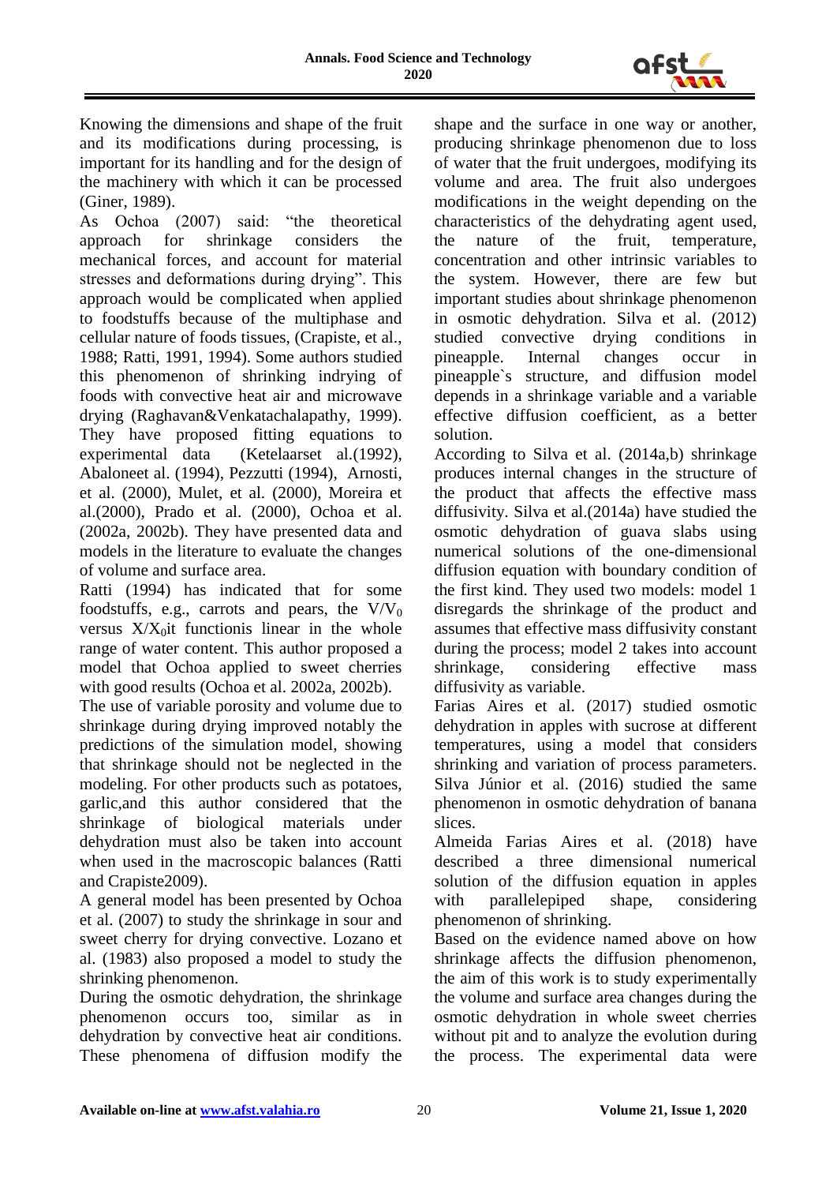Knowing the dimensions and shape of the fruit and its modifications during processing, is important for its handling and for the design of the machinery with which it can be processed (Giner, 1989).

As Ochoa (2007) said: "the theoretical approach for shrinkage considers the mechanical forces, and account for material stresses and deformations during drying". This approach would be complicated when applied to foodstuffs because of the multiphase and cellular nature of foods tissues, (Crapiste, et al., 1988; Ratti, 1991, 1994). Some authors studied this phenomenon of shrinking indrying of foods with convective heat air and microwave drying (Raghavan&Venkatachalapathy, 1999). They have proposed fitting equations to experimental data (Ketelaarset al.(1992), Abaloneet al. (1994), Pezzutti (1994), Arnosti, et al. (2000), Mulet, et al. (2000), Moreira et al.(2000), Prado et al. (2000), Ochoa et al. (2002a, 2002b). They have presented data and models in the literature to evaluate the changes of volume and surface area.

Ratti (1994) has indicated that for some foodstuffs, e.g., carrots and pears, the $V/V_0$ versus $X/X_0$it functionis linear in the whole range of water content. This author proposed a model that Ochoa applied to sweet cherries with good results (Ochoa et al. 2002a, 2002b).

The use of variable porosity and volume due to shrinkage during drying improved notably the predictions of the simulation model, showing that shrinkage should not be neglected in the modeling. For other products such as potatoes, garlic,and this author considered that the shrinkage of biological materials under dehydration must also be taken into account when used in the macroscopic balances (Ratti and Crapiste2009).

A general model has been presented by Ochoa et al. (2007) to study the shrinkage in sour and sweet cherry for drying convective. Lozano et al. (1983) also proposed a model to study the shrinking phenomenon.

During the osmotic dehydration, the shrinkage phenomenon occurs too, similar as in dehydration by convective heat air conditions. These phenomena of diffusion modify the shape and the surface in one way or another, producing shrinkage phenomenon due to loss of water that the fruit undergoes, modifying its volume and area. The fruit also undergoes modifications in the weight depending on the characteristics of the dehydrating agent used, the nature of the fruit, temperature, concentration and other intrinsic variables to the system. However, there are few but important studies about shrinkage phenomenon in osmotic dehydration. Silva et al. (2012) studied convective drying conditions in pineapple. Internal changes occur in pineapple`s structure, and diffusion model depends in a shrinkage variable and a variable effective diffusion coefficient, as a better solution.

According to Silva et al. (2014a,b) shrinkage produces internal changes in the structure of the product that affects the effective mass diffusivity. Silva et al.(2014a) have studied the osmotic dehydration of guava slabs using numerical solutions of the one-dimensional diffusion equation with boundary condition of the first kind. They used two models: model 1 disregards the shrinkage of the product and assumes that effective mass diffusivity constant during the process; model 2 takes into account shrinkage, considering effective mass diffusivity as variable.

Farias Aires et al. (2017) studied osmotic dehydration in apples with sucrose at different temperatures, using a model that considers shrinking and variation of process parameters. Silva Júnior et al. (2016) studied the same phenomenon in osmotic dehydration of banana slices.

Almeida Farias Aires et al. (2018) have described a three dimensional numerical solution of the diffusion equation in apples with parallelepiped shape, considering phenomenon of shrinking.

Based on the evidence named above on how shrinkage affects the diffusion phenomenon, the aim of this work is to study experimentally the volume and surface area changes during the osmotic dehydration in whole sweet cherries without pit and to analyze the evolution during the process. The experimental data were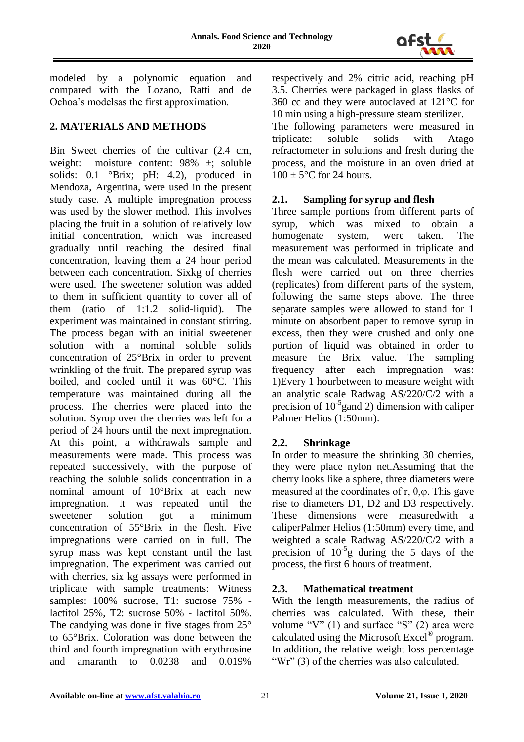modeled by a polynomic equation and compared with the Lozano, Ratti and de Ochoa's modelsas the first approximation.

## 2. MATERIALS AND METHODS

Bin Sweet cherries of the cultivar (2.4 cm, weight: moisture content: 98% ±; soluble solids: 0.1 °Brix; pH: 4.2), produced in Mendoza, Argentina, were used in the present study case. A multiple impregnation process was used by the slower method. This involves placing the fruit in a solution of relatively low initial concentration, which was increased gradually until reaching the desired final concentration, leaving them a 24 hour period between each concentration. Sixkg of cherries were used. The sweetener solution was added to them in sufficient quantity to cover all of them (ratio of 1:1.2 solid-liquid). The experiment was maintained in constant stirring. The process began with an initial sweetener solution with a nominal soluble solids concentration of 25°Brix in order to prevent wrinkling of the fruit. The prepared syrup was boiled, and cooled until it was 60°C. This temperature was maintained during all the process. The cherries were placed into the solution. Syrup over the cherries was left for a period of 24 hours until the next impregnation. At this point, a withdrawals sample and measurements were made. This process was repeated successively, with the purpose of reaching the soluble solids concentration in a nominal amount of 10°Brix at each new impregnation. It was repeated until the sweetener solution got a minimum concentration of 55°Brix in the flesh. Five impregnations were carried on in full. The syrup mass was kept constant until the last impregnation. The experiment was carried out with cherries, six kg assays were performed in triplicate with sample treatments: Witness samples: 100% sucrose, T1: sucrose 75% - lactitol 25%, T2: sucrose 50% - lactitol 50%. The candying was done in five stages from 25° to 65°Brix. Coloration was done between the third and fourth impregnation with erythrosine and amaranth to 0.0238 and 0.019% respectively and 2% citric acid, reaching pH 3.5. Cherries were packaged in glass flasks of 360 cc and they were autoclaved at 121°C for 10 min using a high-pressure steam sterilizer.

The following parameters were measured in triplicate: soluble solids with Atago refractometer in solutions and fresh during the process, and the moisture in an oven dried at 100 ± 5°C for 24 hours.

### 2.1. Sampling for syrup and flesh

Three sample portions from different parts of syrup, which was mixed to obtain a homogenate system, were taken. The measurement was performed in triplicate and the mean was calculated. Measurements in the flesh were carried out on three cherries (replicates) from different parts of the system, following the same steps above. The three separate samples were allowed to stand for 1 minute on absorbent paper to remove syrup in excess, then they were crushed and only one portion of liquid was obtained in order to measure the Brix value. The sampling frequency after each impregnation was: 1)Every 1 hourbetween to measure weight with an analytic scale Radwag AS/220/C/2 with a precision of $10^{-5}$gand 2) dimension with caliper Palmer Helios (1:50mm).

### 2.2. Shrinkage

In order to measure the shrinking 30 cherries, they were place nylon net.Assuming that the cherry looks like a sphere, three diameters were measured at the coordinates of r, θ,φ. This gave rise to diameters D1, D2 and D3 respectively. These dimensions were measuredwith a caliperPalmer Helios (1:50mm) every time, and weighted a scale Radwag AS/220/C/2 with a precision of $10^{-5}$g during the 5 days of the process, the first 6 hours of treatment.

### 2.3. Mathematical treatment

With the length measurements, the radius of cherries was calculated. With these, their volume "V" (1) and surface "S" (2) area were calculated using the Microsoft Excel® program. In addition, the relative weight loss percentage "Wr" (3) of the cherries was also calculated.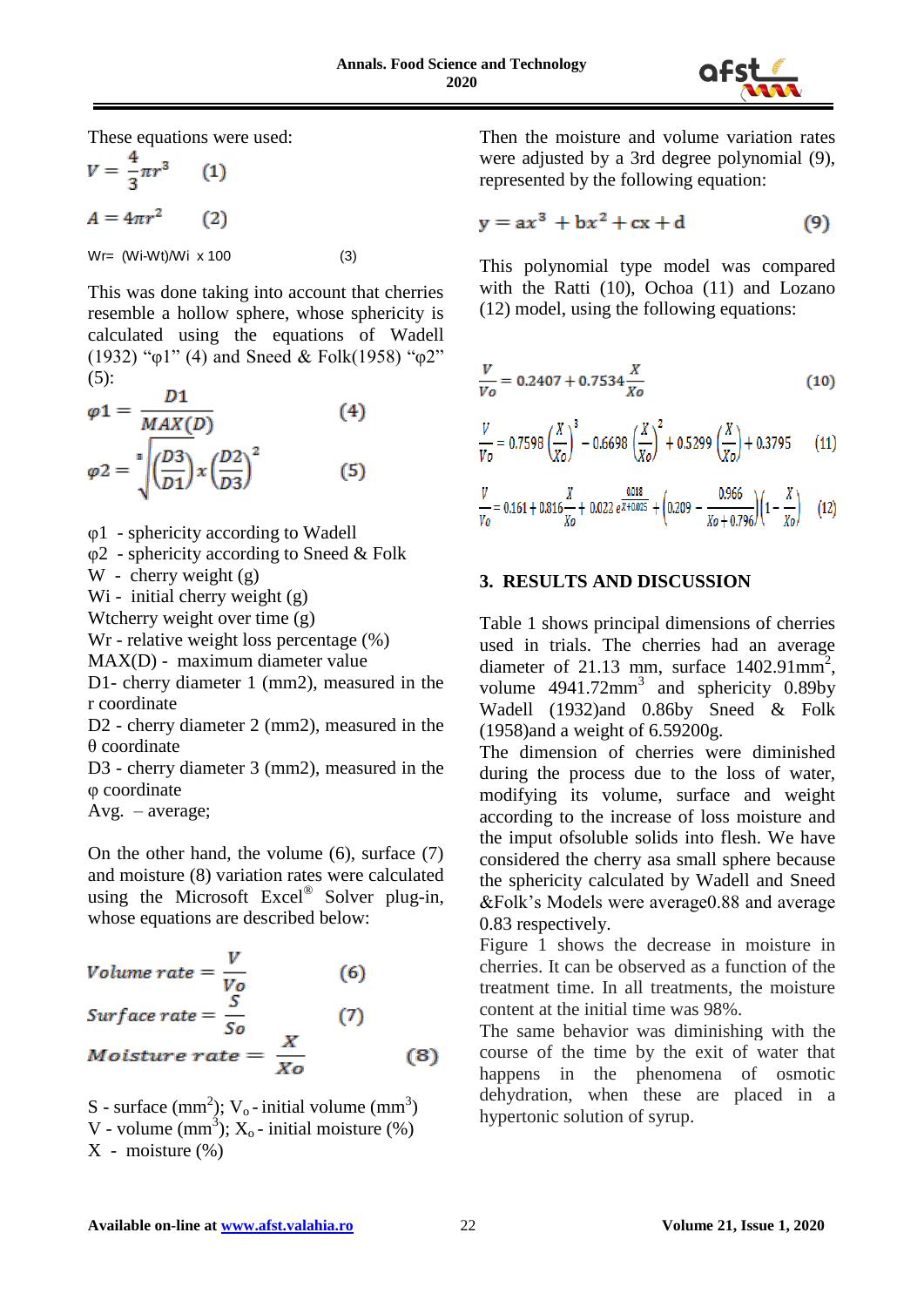These equations were used:

$$V = \frac{4}{3}\pi r^3 \qquad (1)$$

$$A = 4\pi r^2 \qquad (2)$$

$$Wr = (Wi - Wt)/Wi \times 100 \qquad (3)$$

This was done taking into account that cherries resemble a hollow sphere, whose sphericity is calculated using the equations of Wadell (1932) "φ1" (4) and Sneed & Folk(1958) "φ2" (5):

$$\varphi 1 = \frac{D1}{MAX(D)} \qquad (4)$$

$$\varphi 2 = \sqrt[3]{\left(\frac{D3}{D1}\right) x \left(\frac{D2}{D3}\right)^2} \qquad (5)$$

φ1 - sphericity according to Wadell
φ2 - sphericity according to Sneed & Folk
W - cherry weight (g)
Wi - initial cherry weight (g)
Wtcherry weight over time (g)
Wr - relative weight loss percentage (%)
MAX(D) - maximum diameter value
D1- cherry diameter 1 (mm2), measured in the r coordinate
D2 - cherry diameter 2 (mm2), measured in the θ coordinate
D3 - cherry diameter 3 (mm2), measured in the φ coordinate
Avg. – average;

On the other hand, the volume (6), surface (7) and moisture (8) variation rates were calculated using the Microsoft Excel® Solver plug-in, whose equations are described below:

$$Volume\ rate = \frac{V}{Vo} \qquad (6)$$

$$Surface\ rate = \frac{S}{So} \qquad (7)$$

$$Moisture\ rate = \frac{X}{Xo} \qquad (8)$$

S - surface ($mm^2$); $V_o$ - initial volume ($mm^3$)
V - volume ($mm^3$); $X_o$ - initial moisture (%)
X - moisture (%)

Then the moisture and volume variation rates were adjusted by a 3rd degree polynomial (9), represented by the following equation:

$$y = ax^3 + bx^2 + cx + d \qquad (9)$$

This polynomial type model was compared with the Ratti (10), Ochoa (11) and Lozano (12) model, using the following equations:

$$\frac{V}{Vo} = 0.2407 + 0.7534\frac{X}{Xo} \qquad (10)$$

$$\frac{V}{Vo} = 0.7598\left(\frac{X}{Xo}\right)^3 - 0.6698\left(\frac{X}{Xo}\right)^2 + 0.5299\left(\frac{X}{Xo}\right) + 0.3795 \qquad (11)$$

$$\frac{V}{Vo} = 0.161 + 0.816\frac{X}{Xo} + 0.022\,e^{\frac{0.018}{X+0.025}} + \left(0.209 - \frac{0.966}{Xo+0.796}\right)\left(1 - \frac{X}{Xo}\right) \qquad (12)$$

## 3. RESULTS AND DISCUSSION

Table 1 shows principal dimensions of cherries used in trials. The cherries had an average diameter of 21.13 mm, surface 1402.91mm$^2$, volume 4941.72mm$^3$ and sphericity 0.89by Wadell (1932)and 0.86by Sneed & Folk (1958)and a weight of 6.59200g.

The dimension of cherries were diminished during the process due to the loss of water, modifying its volume, surface and weight according to the increase of loss moisture and the imput ofsoluble solids into flesh. We have considered the cherry asa small sphere because the sphericity calculated by Wadell and Sneed &Folk's Models were average0.88 and average 0.83 respectively.

Figure 1 shows the decrease in moisture in cherries. It can be observed as a function of the treatment time. In all treatments, the moisture content at the initial time was 98%.

The same behavior was diminishing with the course of the time by the exit of water that happens in the phenomena of osmotic dehydration, when these are placed in a hypertonic solution of syrup.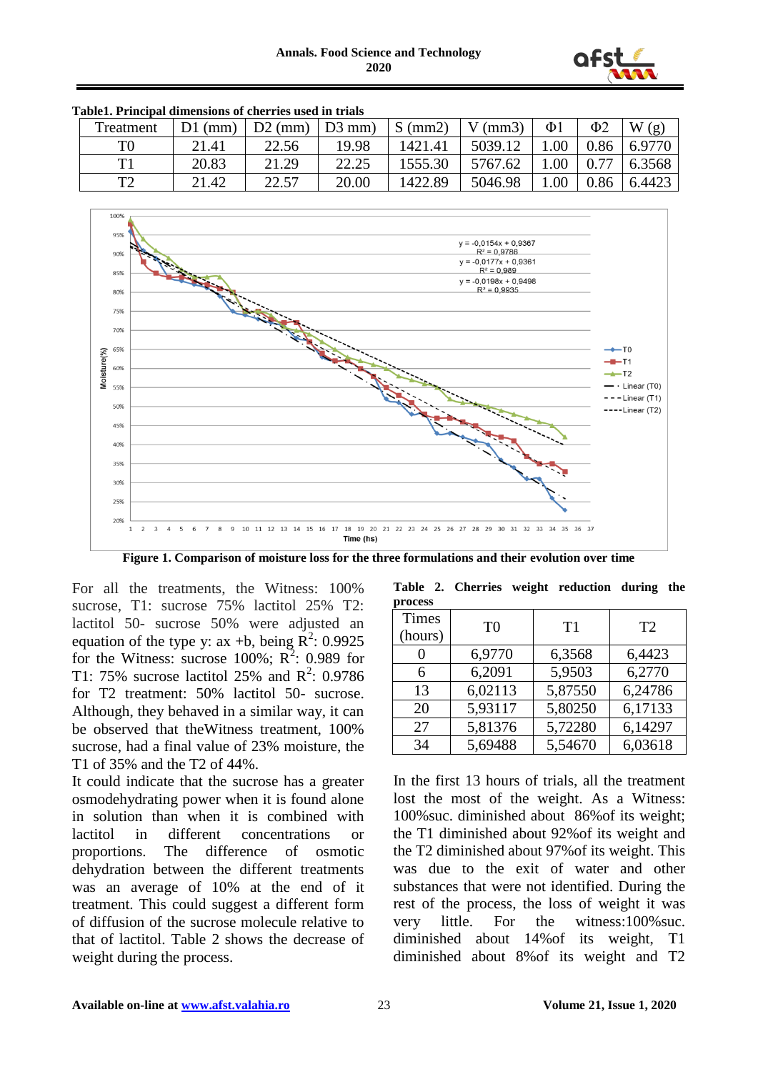**Table1. Principal dimensions of cherries used in trials**

| Treatment | D1 (mm) | D2 (mm) | D3 mm) | S (mm2) | V (mm3) | Φ1 | Φ2 | W (g) |
|---|---|---|---|---|---|---|---|---|
| T0 | 21.41 | 22.56 | 19.98 | 1421.41 | 5039.12 | 1.00 | 0.86 | 6.9770 |
| T1 | 20.83 | 21.29 | 22.25 | 1555.30 | 5767.62 | 1.00 | 0.77 | 6.3568 |
| T2 | 21.42 | 22.57 | 20.00 | 1422.89 | 5046.98 | 1.00 | 0.86 | 6.4423 |

**Figure 1. Comparison of moisture loss for the three formulations and their evolution over time**

For all the treatments, the Witness: 100% sucrose, T1: sucrose 75% lactitol 25% T2: lactitol 50- sucrose 50% were adjusted an equation of the type y: ax +b, being $R^2$: 0.9925 for the Witness: sucrose 100%; $R^2$: 0.989 for T1: 75% sucrose lactitol 25% and $R^2$: 0.9786 for T2 treatment: 50% lactitol 50- sucrose. Although, they behaved in a similar way, it can be observed that theWitness treatment, 100% sucrose, had a final value of 23% moisture, the T1 of 35% and the T2 of 44%.

It could indicate that the sucrose has a greater osmodehydrating power when it is found alone in solution than when it is combined with lactitol in different concentrations or proportions. The difference of osmotic dehydration between the different treatments was an average of 10% at the end of it treatment. This could suggest a different form of diffusion of the sucrose molecule relative to that of lactitol. Table 2 shows the decrease of weight during the process.

**Table 2. Cherries weight reduction during the process**

| Times (hours) | T0 | T1 | T2 |
|---|---|---|---|
| 0 | 6,9770 | 6,3568 | 6,4423 |
| 6 | 6,2091 | 5,9503 | 6,2770 |
| 13 | 6,02113 | 5,87550 | 6,24786 |
| 20 | 5,93117 | 5,80250 | 6,17133 |
| 27 | 5,81376 | 5,72280 | 6,14297 |
| 34 | 5,69488 | 5,54670 | 6,03618 |

In the first 13 hours of trials, all the treatment lost the most of the weight. As a Witness: 100%suc. diminished about 86%of its weight; the T1 diminished about 92%of its weight and the T2 diminished about 97%of its weight. This was due to the exit of water and other substances that were not identified. During the rest of the process, the loss of weight it was very little. For the witness:100%suc. diminished about 14%of its weight, T1 diminished about 8%of its weight and T2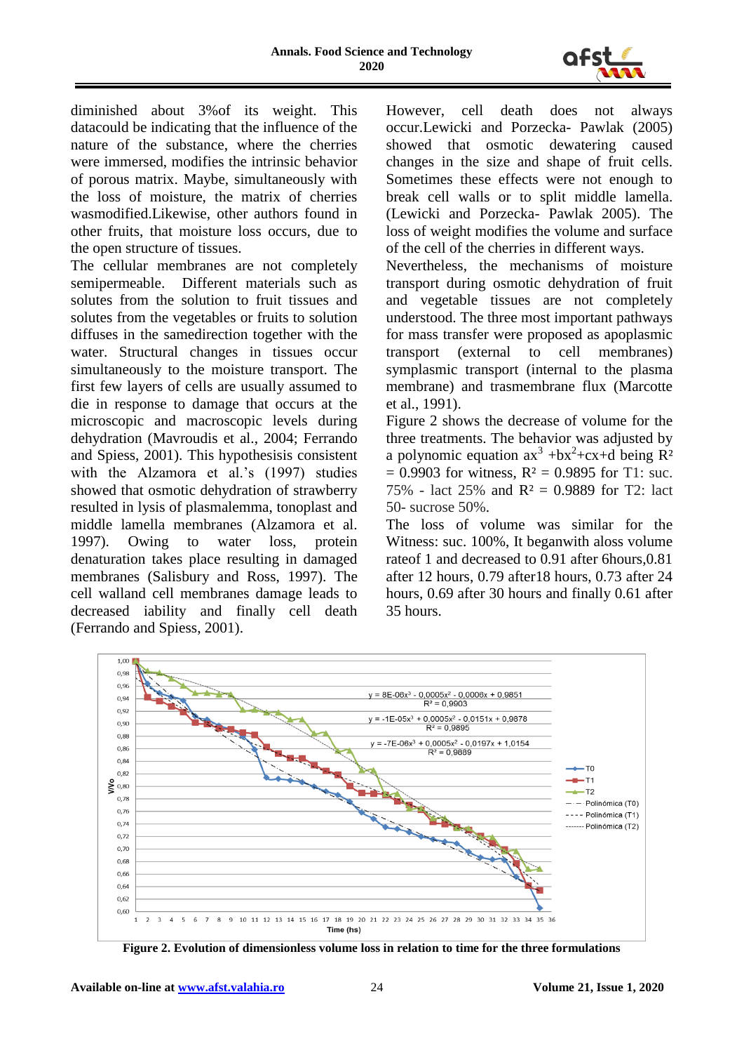diminished about 3%of its weight. This datacould be indicating that the influence of the nature of the substance, where the cherries were immersed, modifies the intrinsic behavior of porous matrix. Maybe, simultaneously with the loss of moisture, the matrix of cherries wasmodified.Likewise, other authors found in other fruits, that moisture loss occurs, due to the open structure of tissues.

The cellular membranes are not completely semipermeable. Different materials such as solutes from the solution to fruit tissues and solutes from the vegetables or fruits to solution diffuses in the samedirection together with the water. Structural changes in tissues occur simultaneously to the moisture transport. The first few layers of cells are usually assumed to die in response to damage that occurs at the microscopic and macroscopic levels during dehydration (Mavroudis et al., 2004; Ferrando and Spiess, 2001). This hypothesis consistent with the Alzamora et al.'s (1997) studies showed that osmotic dehydration of strawberry resulted in lysis of plasmalemma, tonoplast and middle lamella membranes (Alzamora et al. 1997). Owing to water loss, protein denaturation takes place resulting in damaged membranes (Salisbury and Ross, 1997). The cell walland cell membranes damage leads to decreased iability and finally cell death (Ferrando and Spiess, 2001).

However, cell death does not always occur.Lewicki and Porzecka- Pawlak (2005) showed that osmotic dewatering caused changes in the size and shape of fruit cells. Sometimes these effects were not enough to break cell walls or to split middle lamella. (Lewicki and Porzecka- Pawlak 2005). The loss of weight modifies the volume and surface of the cell of the cherries in different ways.

Nevertheless, the mechanisms of moisture transport during osmotic dehydration of fruit and vegetable tissues are not completely understood. The three most important pathways for mass transfer were proposed as apoplasmic transport (external to cell membranes) symplasmic transport (internal to the plasma membrane) and trasmembrane flux (Marcotte et al., 1991).

Figure 2 shows the decrease of volume for the three treatments. The behavior was adjusted by a polynomic equation $ax^3 + bx^2 + cx + d$ being $R^2 = 0.9903$ for witness, $R^2 = 0.9895$ for T1: suc. 75% - lact 25% and $R^2 = 0.9889$ for T2: lact 50- sucrose 50%.

The loss of volume was similar for the Witness: suc. 100%, It beganwith aloss volume rateof 1 and decreased to 0.91 after 6hours,0.81 after 12 hours, 0.79 after18 hours, 0.73 after 24 hours, 0.69 after 30 hours and finally 0.61 after 35 hours.

**Figure 2. Evolution of dimensionless volume loss in relation to time for the three formulations**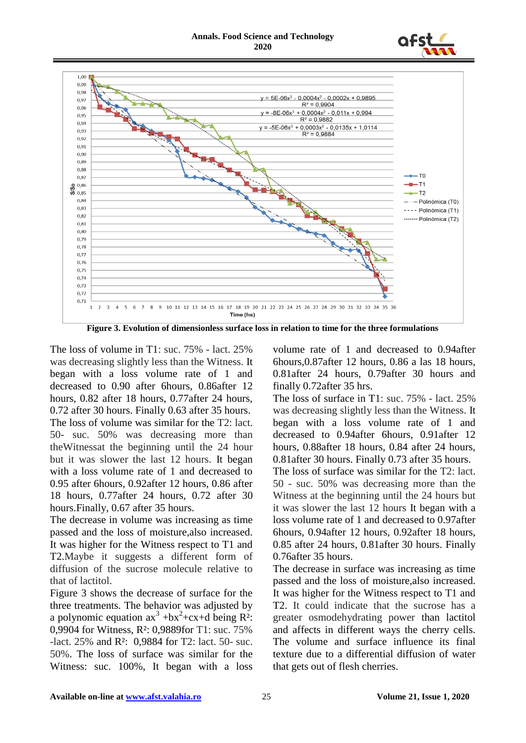Figure 3. Evolution of dimensionless surface loss in relation to time for the three formulations

The loss of volume in T1: suc. 75% - lact. 25% was decreasing slightly less than the Witness. It began with a loss volume rate of 1 and decreased to 0.90 after 6hours, 0.86after 12 hours, 0.82 after 18 hours, 0.77after 24 hours, 0.72 after 30 hours. Finally 0.63 after 35 hours.

The loss of volume was similar for the T2: lact. 50- suc. 50% was decreasing more than theWitnessat the beginning until the 24 hour but it was slower the last 12 hours. It began with a loss volume rate of 1 and decreased to 0.95 after 6hours, 0.92after 12 hours, 0.86 after 18 hours, 0.77after 24 hours, 0.72 after 30 hours.Finally, 0.67 after 35 hours.

The decrease in volume was increasing as time passed and the loss of moisture,also increased. It was higher for the Witness respect to T1 and T2.Maybe it suggests a different form of diffusion of the sucrose molecule relative to that of lactitol.

Figure 3 shows the decrease of surface for the three treatments. The behavior was adjusted by a polynomic equation $ax^3+bx^2+cx+d$ being $R^2$: 0,9904 for Witness, $R^2$: 0,9889for T1: suc. 75% -lact. 25% and $R^2$: 0,9884 for T2: lact. 50- suc. 50%. The loss of surface was similar for the Witness: suc. 100%, It began with a loss volume rate of 1 and decreased to 0.94after 6hours,0.87after 12 hours, 0.86 a las 18 hours, 0.81after 24 hours, 0.79after 30 hours and finally 0.72after 35 hrs.

The loss of surface in T1: suc. 75% - lact. 25% was decreasing slightly less than the Witness. It began with a loss volume rate of 1 and decreased to 0.94after 6hours, 0.91after 12 hours, 0.88after 18 hours, 0.84 after 24 hours, 0.81after 30 hours. Finally 0.73 after 35 hours.

The loss of surface was similar for the T2: lact. 50 - suc. 50% was decreasing more than the Witness at the beginning until the 24 hours but it was slower the last 12 hours It began with a loss volume rate of 1 and decreased to 0.97after 6hours, 0.94after 12 hours, 0.92after 18 hours, 0.85 after 24 hours, 0.81after 30 hours. Finally 0.76after 35 hours.

The decrease in surface was increasing as time passed and the loss of moisture,also increased. It was higher for the Witness respect to T1 and T2. It could indicate that the sucrose has a greater osmodehydrating power than lactitol and affects in different ways the cherry cells. The volume and surface influence its final texture due to a differential diffusion of water that gets out of flesh cherries.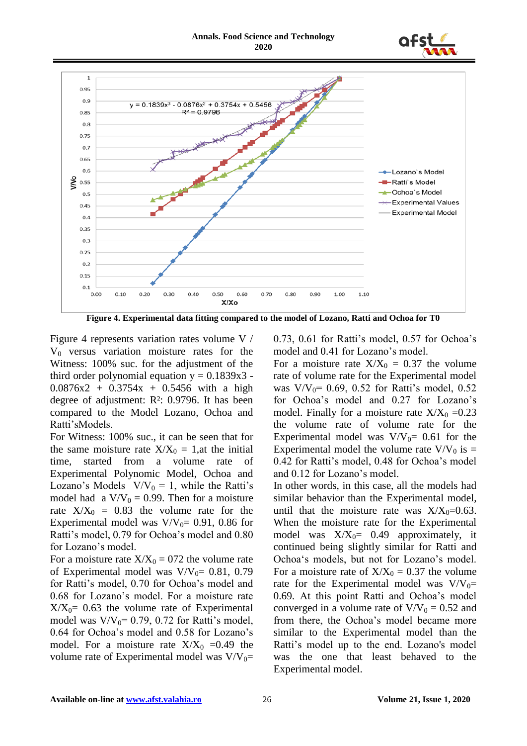Figure 4. Experimental data fitting compared to the model of Lozano, Ratti and Ochoa for T0

Figure 4 represents variation rates volume V / $V_0$ versus variation moisture rates for the Witness: 100% suc. for the adjustment of the third order polynomial equation y = 0.1839x3 - 0.0876x2 + 0.3754x + 0.5456 with a high degree of adjustment: $R^2$: 0.9796. It has been compared to the Model Lozano, Ochoa and Ratti'sModels.

For Witness: 100% suc., it can be seen that for the same moisture rate $X/X_0$ = 1,at the initial time, started from a volume rate of Experimental Polynomic Model, Ochoa and Lozano's Models $V/V_0$ = 1, while the Ratti's model had a $V/V_0$ = 0.99. Then for a moisture rate $X/X_0$ = 0.83 the volume rate for the Experimental model was $V/V_0$= 0.91, 0.86 for Ratti's model, 0.79 for Ochoa's model and 0.80 for Lozano's model.

For a moisture rate $X/X_0$ = 072 the volume rate of Experimental model was $V/V_0$= 0.81, 0.79 for Ratti's model, 0.70 for Ochoa's model and 0.68 for Lozano's model. For a moisture rate $X/X_0$= 0.63 the volume rate of Experimental model was $V/V_0$= 0.79, 0.72 for Ratti's model, 0.64 for Ochoa's model and 0.58 for Lozano's model. For a moisture rate $X/X_0$ =0.49 the volume rate of Experimental model was $V/V_0$= 0.73, 0.61 for Ratti's model, 0.57 for Ochoa's model and 0.41 for Lozano's model.

For a moisture rate $X/X_0$ = 0.37 the volume rate of volume rate for the Experimental model was $V/V_0$= 0.69, 0.52 for Ratti's model, 0.52 for Ochoa's model and 0.27 for Lozano's model. Finally for a moisture rate $X/X_0$ =0.23 the volume rate of volume rate for the Experimental model was $V/V_0$= 0.61 for the Experimental model the volume rate $V/V_0$ is = 0.42 for Ratti's model, 0.48 for Ochoa's model and 0.12 for Lozano's model.

In other words, in this case, all the models had similar behavior than the Experimental model, until that the moisture rate was $X/X_0$=0.63. When the moisture rate for the Experimental model was $X/X_0$= 0.49 approximately, it continued being slightly similar for Ratti and Ochoa's models, but not for Lozano's model. For a moisture rate of $X/X_0$ = 0.37 the volume rate for the Experimental model was $V/V_0$= 0.69. At this point Ratti and Ochoa's model converged in a volume rate of $V/V_0$ = 0.52 and from there, the Ochoa's model became more similar to the Experimental model than the Ratti's model up to the end. Lozano's model was the one that least behaved to the Experimental model.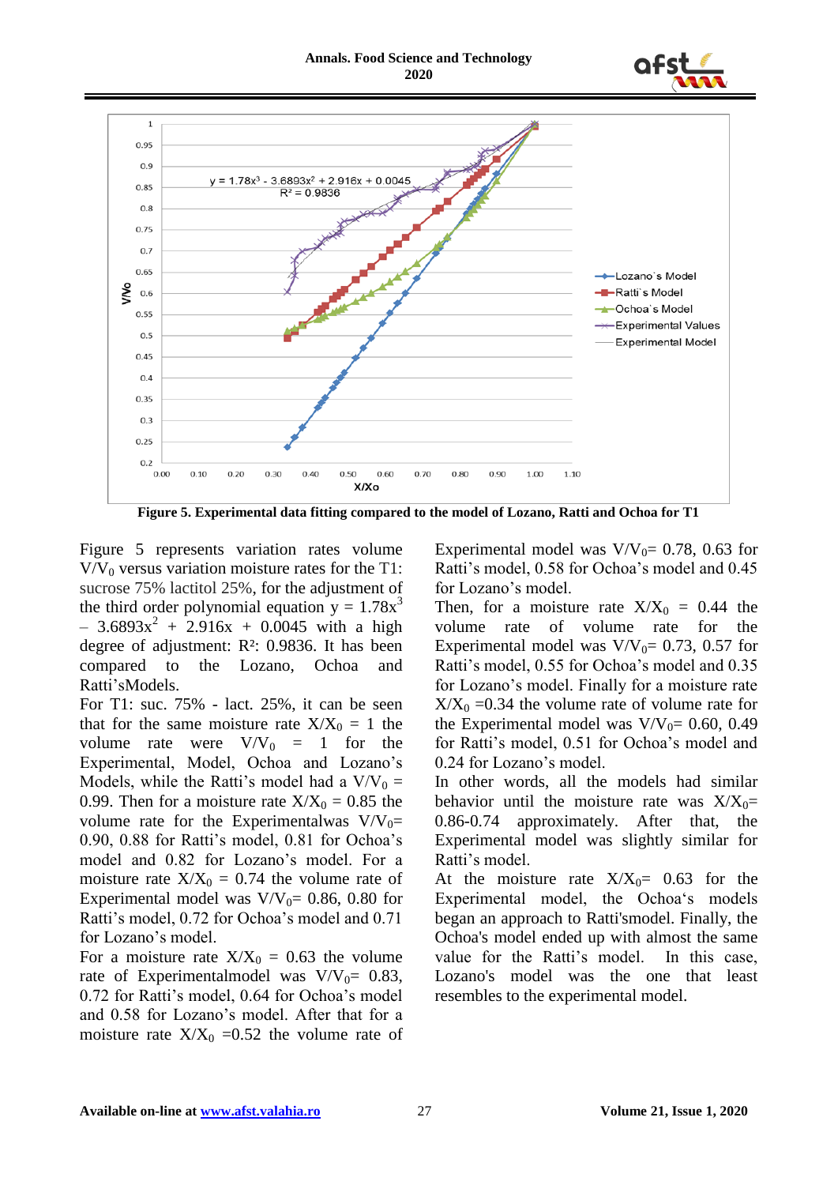Figure 5. Experimental data fitting compared to the model of Lozano, Ratti and Ochoa for T1

Figure 5 represents variation rates volume $V/V_0$ versus variation moisture rates for the T1: sucrose 75% lactitol 25%, for the adjustment of the third order polynomial equation $y = 1.78x^3 - 3.6893x^2 + 2.916x + 0.0045$ with a high degree of adjustment: $R^2$: 0.9836. It has been compared to the Lozano, Ochoa and Ratti'sModels.

For T1: suc. 75% - lact. 25%, it can be seen that for the same moisture rate $X/X_0 = 1$ the volume rate were $V/V_0 = 1$ for the Experimental, Model, Ochoa and Lozano's Models, while the Ratti's model had a $V/V_0 = 0.99$. Then for a moisture rate $X/X_0 = 0.85$ the volume rate for the Experimentalwas $V/V_0$= 0.90, 0.88 for Ratti's model, 0.81 for Ochoa's model and 0.82 for Lozano's model. For a moisture rate $X/X_0 = 0.74$ the volume rate of Experimental model was $V/V_0$= 0.86, 0.80 for Ratti's model, 0.72 for Ochoa's model and 0.71 for Lozano's model.

For a moisture rate $X/X_0 = 0.63$ the volume rate of Experimentalmodel was $V/V_0$= 0.83, 0.72 for Ratti's model, 0.64 for Ochoa's model and 0.58 for Lozano's model. After that for a moisture rate $X/X_0$ =0.52 the volume rate of Experimental model was $V/V_0$= 0.78, 0.63 for Ratti's model, 0.58 for Ochoa's model and 0.45 for Lozano's model.

Then, for a moisture rate $X/X_0 = 0.44$ the volume rate of volume rate for the Experimental model was $V/V_0$= 0.73, 0.57 for Ratti's model, 0.55 for Ochoa's model and 0.35 for Lozano's model. Finally for a moisture rate $X/X_0$ =0.34 the volume rate of volume rate for the Experimental model was $V/V_0$= 0.60, 0.49 for Ratti's model, 0.51 for Ochoa's model and 0.24 for Lozano's model.

In other words, all the models had similar behavior until the moisture rate was $X/X_0$= 0.86-0.74 approximately. After that, the Experimental model was slightly similar for Ratti's model.

At the moisture rate $X/X_0$= 0.63 for the Experimental model, the Ochoa's models began an approach to Ratti'smodel. Finally, the Ochoa's model ended up with almost the same value for the Ratti's model. In this case, Lozano's model was the one that least resembles to the experimental model.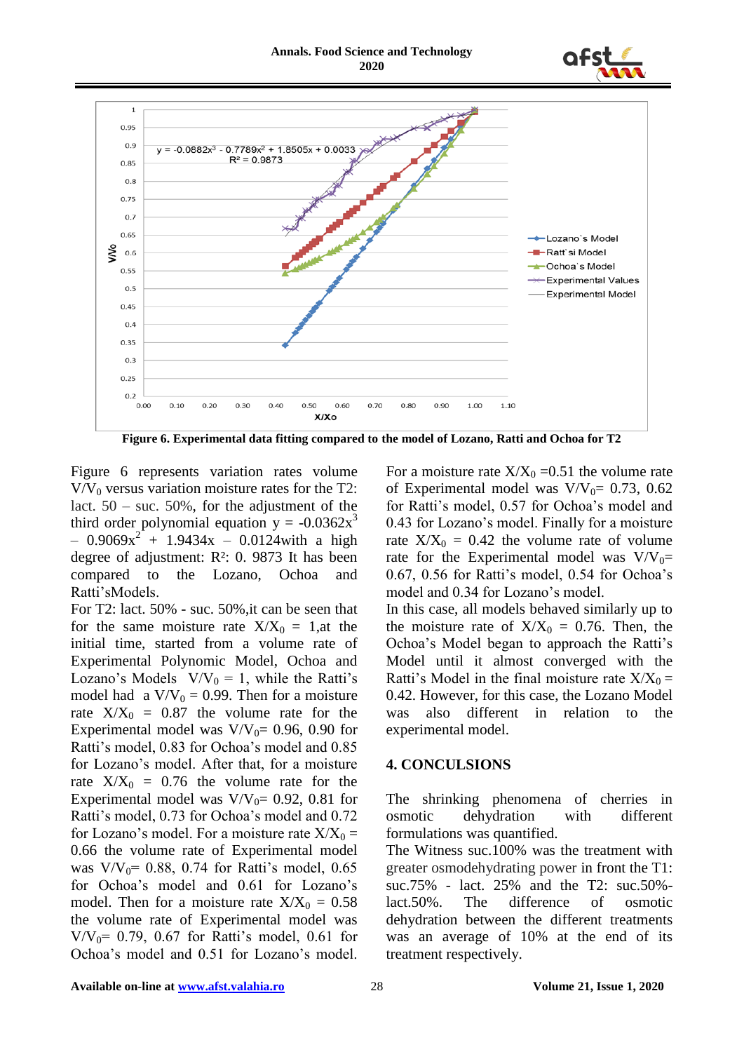Figure 6. Experimental data fitting compared to the model of Lozano, Ratti and Ochoa for T2

Figure 6 represents variation rates volume $V/V_0$ versus variation moisture rates for the T2: lact. 50 – suc. 50%, for the adjustment of the third order polynomial equation $y = -0.0362x^3 - 0.9069x^2 + 1.9434x - 0.0124$with a high degree of adjustment: R²: 0. 9873 It has been compared to the Lozano, Ochoa and Ratti'sModels.

For T2: lact. 50% - suc. 50%,it can be seen that for the same moisture rate $X/X_0 = 1$,at the initial time, started from a volume rate of Experimental Polynomic Model, Ochoa and Lozano's Models $V/V_0 = 1$, while the Ratti's model had a $V/V_0 = 0.99$. Then for a moisture rate $X/X_0 = 0.87$ the volume rate for the Experimental model was $V/V_0$= 0.96, 0.90 for Ratti's model, 0.83 for Ochoa's model and 0.85 for Lozano's model. After that, for a moisture rate $X/X_0 = 0.76$ the volume rate for the Experimental model was $V/V_0$= 0.92, 0.81 for Ratti's model, 0.73 for Ochoa's model and 0.72 for Lozano's model. For a moisture rate $X/X_0 = 0.66$ the volume rate of Experimental model was $V/V_0$= 0.88, 0.74 for Ratti's model, 0.65 for Ochoa's model and 0.61 for Lozano's model. Then for a moisture rate $X/X_0 = 0.58$ the volume rate of Experimental model was $V/V_0$= 0.79, 0.67 for Ratti's model, 0.61 for Ochoa's model and 0.51 for Lozano's model. For a moisture rate $X/X_0$ =0.51 the volume rate of Experimental model was $V/V_0$= 0.73, 0.62 for Ratti's model, 0.57 for Ochoa's model and 0.43 for Lozano's model. Finally for a moisture rate $X/X_0 = 0.42$ the volume rate of volume rate for the Experimental model was $V/V_0$= 0.67, 0.56 for Ratti's model, 0.54 for Ochoa's model and 0.34 for Lozano's model.

In this case, all models behaved similarly up to the moisture rate of $X/X_0 = 0.76$. Then, the Ochoa's Model began to approach the Ratti's Model until it almost converged with the Ratti's Model in the final moisture rate $X/X_0 = 0.42$. However, for this case, the Lozano Model was also different in relation to the experimental model.

## 4. CONCULSIONS

The shrinking phenomena of cherries in osmotic dehydration with different formulations was quantified.

The Witness suc.100% was the treatment with greater osmodehydrating power in front the T1: suc.75% - lact. 25% and the T2: suc.50%-lact.50%. The difference of osmotic dehydration between the different treatments was an average of 10% at the end of its treatment respectively.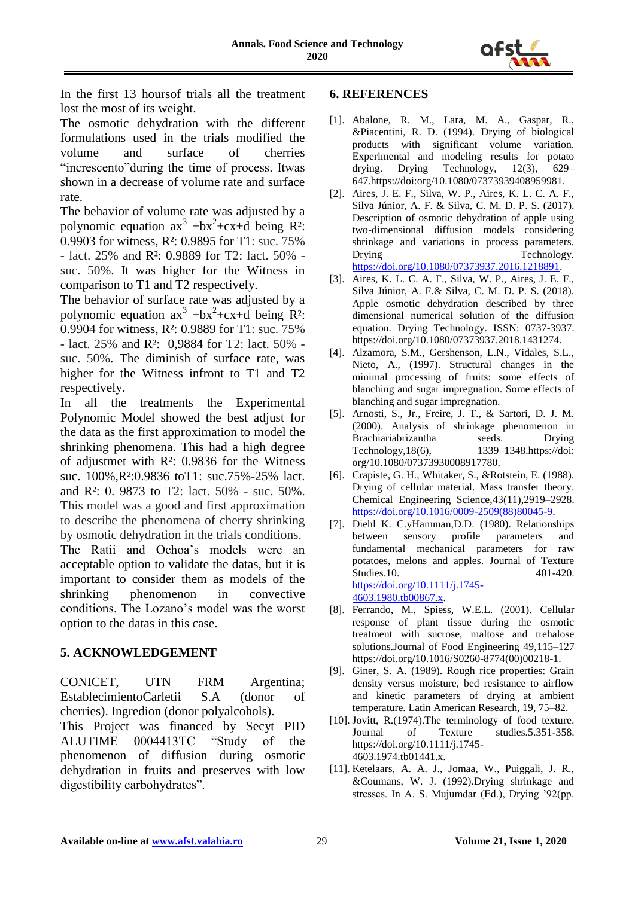In the first 13 hoursof trials all the treatment lost the most of its weight.

The osmotic dehydration with the different formulations used in the trials modified the volume and surface of cherries "increscento"during the time of process. Itwas shown in a decrease of volume rate and surface rate.

The behavior of volume rate was adjusted by a polynomic equation $ax^3 + bx^2 + cx + d$ being $R^2$: 0.9903 for witness, $R^2$: 0.9895 for T1: suc. 75% - lact. 25% and $R^2$: 0.9889 for T2: lact. 50% - suc. 50%. It was higher for the Witness in comparison to T1 and T2 respectively.

The behavior of surface rate was adjusted by a polynomic equation $ax^3 + bx^2 + cx + d$ being $R^2$: 0.9904 for witness, $R^2$: 0.9889 for T1: suc. 75% - lact. 25% and $R^2$: 0,9884 for T2: lact. 50% - suc. 50%. The diminish of surface rate, was higher for the Witness infront to T1 and T2 respectively.

In all the treatments the Experimental Polynomic Model showed the best adjust for the data as the first approximation to model the shrinking phenomena. This had a high degree of adjustmet with $R^2$: 0.9836 for the Witness suc. 100%,$R^2$:0.9836 toT1: suc.75%-25% lact. and $R^2$: 0. 9873 to T2: lact. 50% - suc. 50%. This model was a good and first approximation to describe the phenomena of cherry shrinking by osmotic dehydration in the trials conditions.

The Ratii and Ochoa's models were an acceptable option to validate the datas, but it is important to consider them as models of the shrinking phenomenon in convective conditions. The Lozano's model was the worst option to the datas in this case.

## 5. ACKNOWLEDGEMENT

CONICET, UTN FRM Argentina; EstablecimientoCarletii S.A (donor of cherries). Ingredion (donor polyalcohols).

This Project was financed by Secyt PID ALUTIME 0004413TC "Study of the phenomenon of diffusion during osmotic dehydration in fruits and preserves with low digestibility carbohydrates".

## 6. REFERENCES

[1]. Abalone, R. M., Lara, M. A., Gaspar, R., &Piacentini, R. D. (1994). Drying of biological products with significant volume variation. Experimental and modeling results for potato drying. Drying Technology, 12(3), 629–647.https://doi:org/10.1080/07373939408959981.

[2]. Aires, J. E. F., Silva, W. P., Aires, K. L. C. A. F., Silva Júnior, A. F. & Silva, C. M. D. P. S. (2017). Description of osmotic dehydration of apple using two-dimensional diffusion models considering shrinkage and variations in process parameters. Drying Technology. https://doi.org/10.1080/07373937.2016.1218891.

[3]. Aires, K. L. C. A. F., Silva, W. P., Aires, J. E. F., Silva Júnior, A. F.& Silva, C. M. D. P. S. (2018). Apple osmotic dehydration described by three dimensional numerical solution of the diffusion equation. Drying Technology. ISSN: 0737-3937. https://doi.org/10.1080/07373937.2018.1431274.

[4]. Alzamora, S.M., Gershenson, L.N., Vidales, S.L., Nieto, A., (1997). Structural changes in the minimal processing of fruits: some effects of blanching and sugar impregnation. Some effects of blanching and sugar impregnation.

[5]. Arnosti, S., Jr., Freire, J. T., & Sartori, D. J. M. (2000). Analysis of shrinkage phenomenon in Brachiariabrizantha seeds. Drying Technology,18(6), 1339–1348.https://doi: org/10.1080/07373930008917780.

[6]. Crapiste, G. H., Whitaker, S., &Rotstein, E. (1988). Drying of cellular material. Mass transfer theory. Chemical Engineering Science,43(11),2919–2928. https://doi.org/10.1016/0009-2509(88)80045-9.

[7]. Diehl K. C.yHamman,D.D. (1980). Relationships between sensory profile parameters and fundamental mechanical parameters for raw potatoes, melons and apples. Journal of Texture Studies.10. 401-420. https://doi.org/10.1111/j.1745-4603.1980.tb00867.x.

[8]. Ferrando, M., Spiess, W.E.L. (2001). Cellular response of plant tissue during the osmotic treatment with sucrose, maltose and trehalose solutions.Journal of Food Engineering 49,115–127 https://doi.org/10.1016/S0260-8774(00)00218-1.

[9]. Giner, S. A. (1989). Rough rice properties: Grain density versus moisture, bed resistance to airflow and kinetic parameters of drying at ambient temperature. Latin American Research, 19, 75–82.

[10]. Jovitt, R.(1974).The terminology of food texture. Journal of Texture studies.5.351-358. https://doi.org/10.1111/j.1745-4603.1974.tb01441.x.

[11]. Ketelaars, A. A. J., Jomaa, W., Puiggali, J. R., &Coumans, W. J. (1992).Drying shrinkage and stresses. In A. S. Mujumdar (Ed.), Drying '92(pp.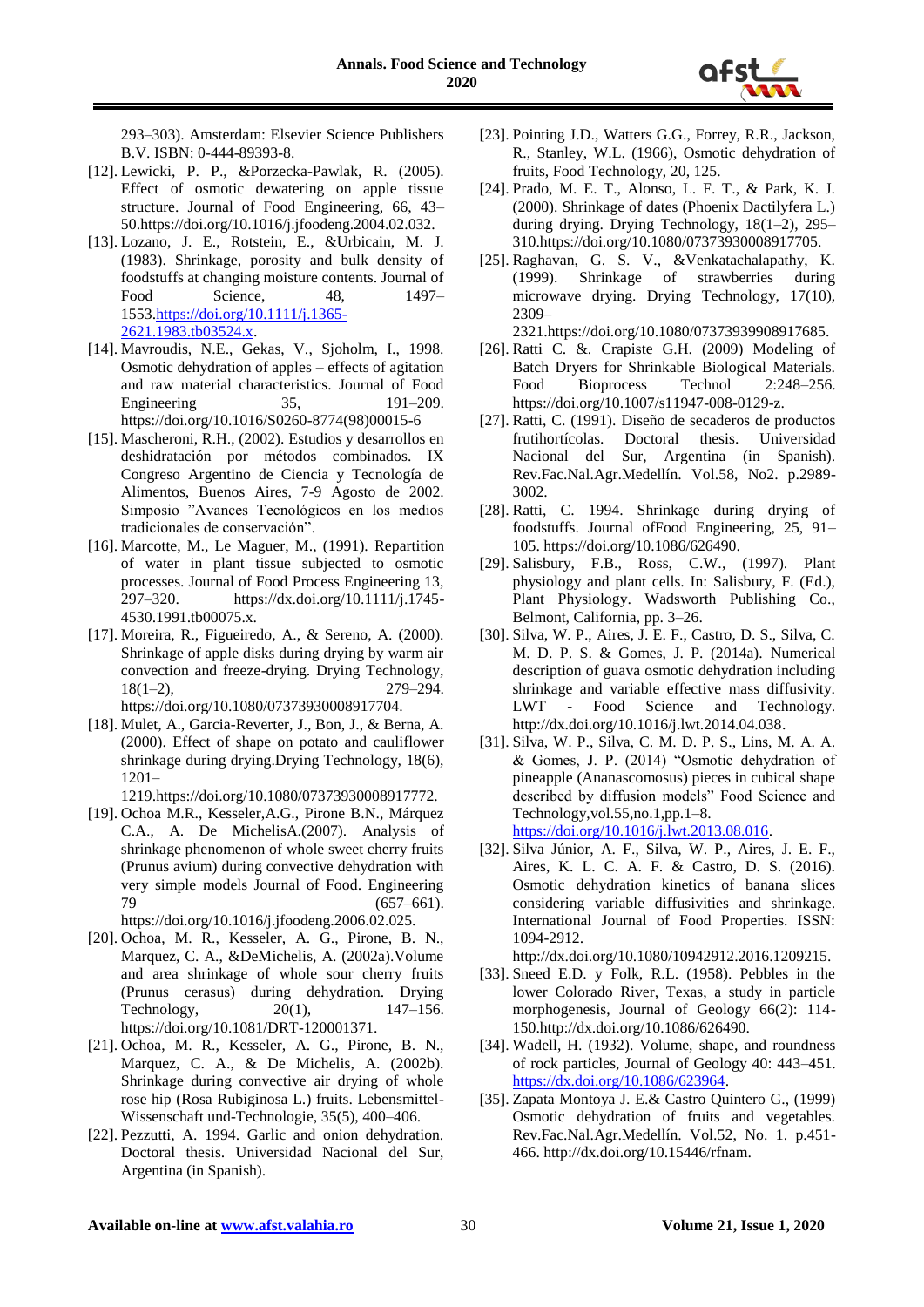293–303). Amsterdam: Elsevier Science Publishers B.V. ISBN: 0-444-89393-8.

[12]. Lewicki, P. P., &Porzecka-Pawlak, R. (2005). Effect of osmotic dewatering on apple tissue structure. Journal of Food Engineering, 66, 43–50.https://doi.org/10.1016/j.jfoodeng.2004.02.032.

[13]. Lozano, J. E., Rotstein, E., &Urbicain, M. J. (1983). Shrinkage, porosity and bulk density of foodstuffs at changing moisture contents. Journal of Food Science, 48, 1497–1553.https://doi.org/10.1111/j.1365-2621.1983.tb03524.x.

[14]. Mavroudis, N.E., Gekas, V., Sjoholm, I., 1998. Osmotic dehydration of apples – effects of agitation and raw material characteristics. Journal of Food Engineering 35, 191–209. https://doi.org/10.1016/S0260-8774(98)00015-6

[15]. Mascheroni, R.H., (2002). Estudios y desarrollos en deshidratación por métodos combinados. IX Congreso Argentino de Ciencia y Tecnología de Alimentos, Buenos Aires, 7-9 Agosto de 2002. Simposio "Avances Tecnológicos en los medios tradicionales de conservación".

[16]. Marcotte, M., Le Maguer, M., (1991). Repartition of water in plant tissue subjected to osmotic processes. Journal of Food Process Engineering 13, 297–320. https://dx.doi.org/10.1111/j.1745-4530.1991.tb00075.x.

[17]. Moreira, R., Figueiredo, A., & Sereno, A. (2000). Shrinkage of apple disks during drying by warm air convection and freeze-drying. Drying Technology, 18(1–2), 279–294. https://doi.org/10.1080/07373930008917704.

[18]. Mulet, A., Garcia-Reverter, J., Bon, J., & Berna, A. (2000). Effect of shape on potato and cauliflower shrinkage during drying.Drying Technology, 18(6), 1201–1219.https://doi.org/10.1080/07373930008917772.

[19]. Ochoa M.R., Kesseler,A.G., Pirone B.N., Márquez C.A., A. De MichelisA.(2007). Analysis of shrinkage phenomenon of whole sweet cherry fruits (Prunus avium) during convective dehydration with very simple models Journal of Food. Engineering 79 (657–661). https://doi.org/10.1016/j.jfoodeng.2006.02.025.

[20]. Ochoa, M. R., Kesseler, A. G., Pirone, B. N., Marquez, C. A., &DeMichelis, A. (2002a).Volume and area shrinkage of whole sour cherry fruits (Prunus cerasus) during dehydration. Drying Technology, 20(1), 147–156. https://doi.org/10.1081/DRT-120001371.

[21]. Ochoa, M. R., Kesseler, A. G., Pirone, B. N., Marquez, C. A., & De Michelis, A. (2002b). Shrinkage during convective air drying of whole rose hip (Rosa Rubiginosa L.) fruits. Lebensmittel-Wissenschaft und-Technologie, 35(5), 400–406.

[22]. Pezzutti, A. 1994. Garlic and onion dehydration. Doctoral thesis. Universidad Nacional del Sur, Argentina (in Spanish).

[23]. Pointing J.D., Watters G.G., Forrey, R.R., Jackson, R., Stanley, W.L. (1966), Osmotic dehydration of fruits, Food Technology, 20, 125.

[24]. Prado, M. E. T., Alonso, L. F. T., & Park, K. J. (2000). Shrinkage of dates (Phoenix Dactilyfera L.) during drying. Drying Technology, 18(1–2), 295–310.https://doi.org/10.1080/07373930008917705.

[25]. Raghavan, G. S. V., &Venkatachalapathy, K. (1999). Shrinkage of strawberries during microwave drying. Drying Technology, 17(10), 2309–2321.https://doi.org/10.1080/07373939908917685.

[26]. Ratti C. &. Crapiste G.H. (2009) Modeling of Batch Dryers for Shrinkable Biological Materials. Food Bioprocess Technol 2:248–256. https://doi.org/10.1007/s11947-008-0129-z.

[27]. Ratti, C. (1991). Diseño de secaderos de productos frutihortícolas. Doctoral thesis. Universidad Nacional del Sur, Argentina (in Spanish). Rev.Fac.Nal.Agr.Medellín. Vol.58, No2. p.2989-3002.

[28]. Ratti, C. 1994. Shrinkage during drying of foodstuffs. Journal ofFood Engineering, 25, 91–105. https://doi.org/10.1086/626490.

[29]. Salisbury, F.B., Ross, C.W., (1997). Plant physiology and plant cells. In: Salisbury, F. (Ed.), Plant Physiology. Wadsworth Publishing Co., Belmont, California, pp. 3–26.

[30]. Silva, W. P., Aires, J. E. F., Castro, D. S., Silva, C. M. D. P. S. & Gomes, J. P. (2014a). Numerical description of guava osmotic dehydration including shrinkage and variable effective mass diffusivity. LWT - Food Science and Technology. http://dx.doi.org/10.1016/j.lwt.2014.04.038.

[31]. Silva, W. P., Silva, C. M. D. P. S., Lins, M. A. A. & Gomes, J. P. (2014) "Osmotic dehydration of pineapple (Ananascomosus) pieces in cubical shape described by diffusion models" Food Science and Technology,vol.55,no.1,pp.1–8. https://doi.org/10.1016/j.lwt.2013.08.016.

[32]. Silva Júnior, A. F., Silva, W. P., Aires, J. E. F., Aires, K. L. C. A. F. & Castro, D. S. (2016). Osmotic dehydration kinetics of banana slices considering variable diffusivities and shrinkage. International Journal of Food Properties. ISSN: 1094-2912. http://dx.doi.org/10.1080/10942912.2016.1209215.

[33]. Sneed E.D. y Folk, R.L. (1958). Pebbles in the lower Colorado River, Texas, a study in particle morphogenesis, Journal of Geology 66(2): 114-150.http://dx.doi.org/10.1086/626490.

[34]. Wadell, H. (1932). Volume, shape, and roundness of rock particles, Journal of Geology 40: 443–451. https://dx.doi.org/10.1086/623964.

[35]. Zapata Montoya J. E.& Castro Quintero G., (1999) Osmotic dehydration of fruits and vegetables. Rev.Fac.Nal.Agr.Medellín. Vol.52, No. 1. p.451-466. http://dx.doi.org/10.15446/rfnam.